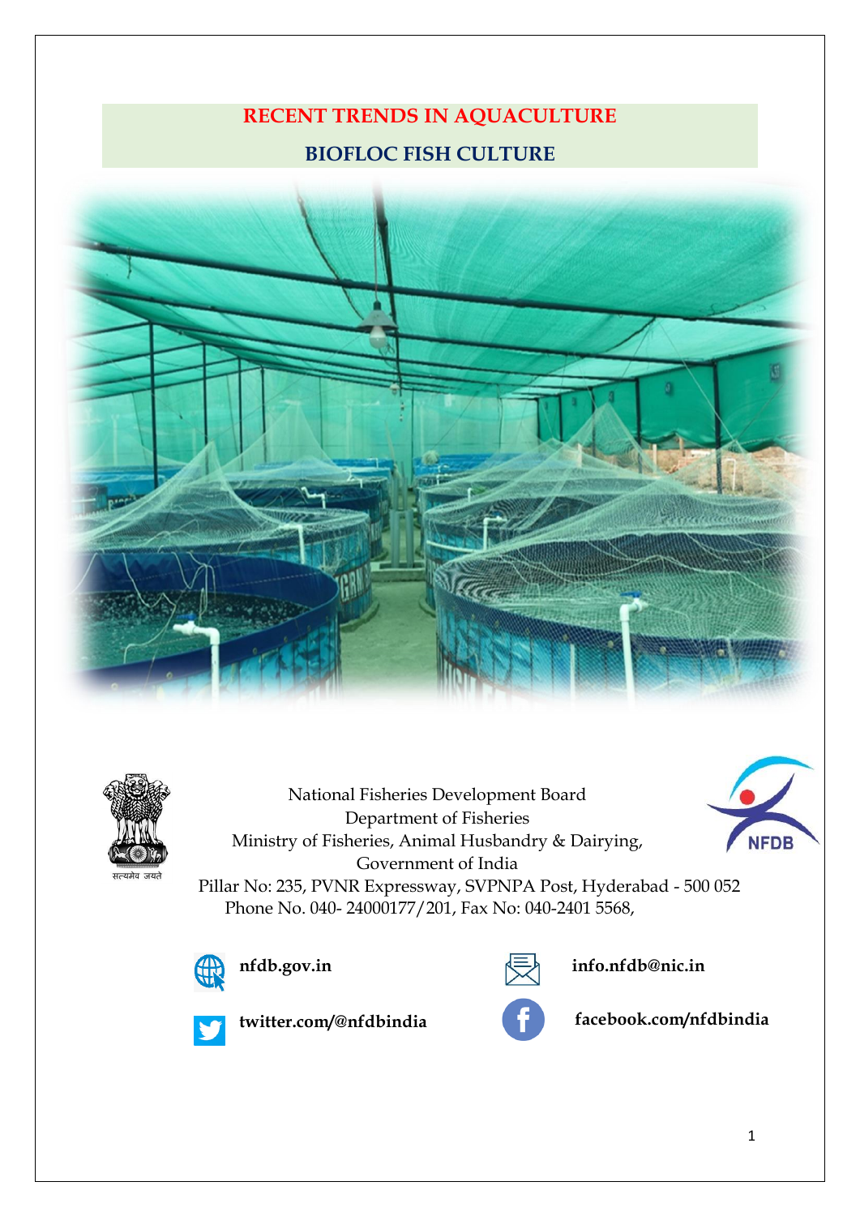# RECENT TRENDS IN AQUACULTURE

## BIOFLOC FISH CULTURE

सत्यमेव जयते

National Fisheries Development Board
Department of Fisheries
Ministry of Fisheries, Animal Husbandry & Dairying,
Government of India
Pillar No: 235, PVNR Expressway, SVPNPA Post, Hyderabad - 500 052
Phone No. 040- 24000177/201, Fax No: 040-2401 5568,

NFDB

**nfdb.gov.in**

**info.nfdb@nic.in**

**twitter.com/@nfdbindia**

**facebook.com/nfdbindia**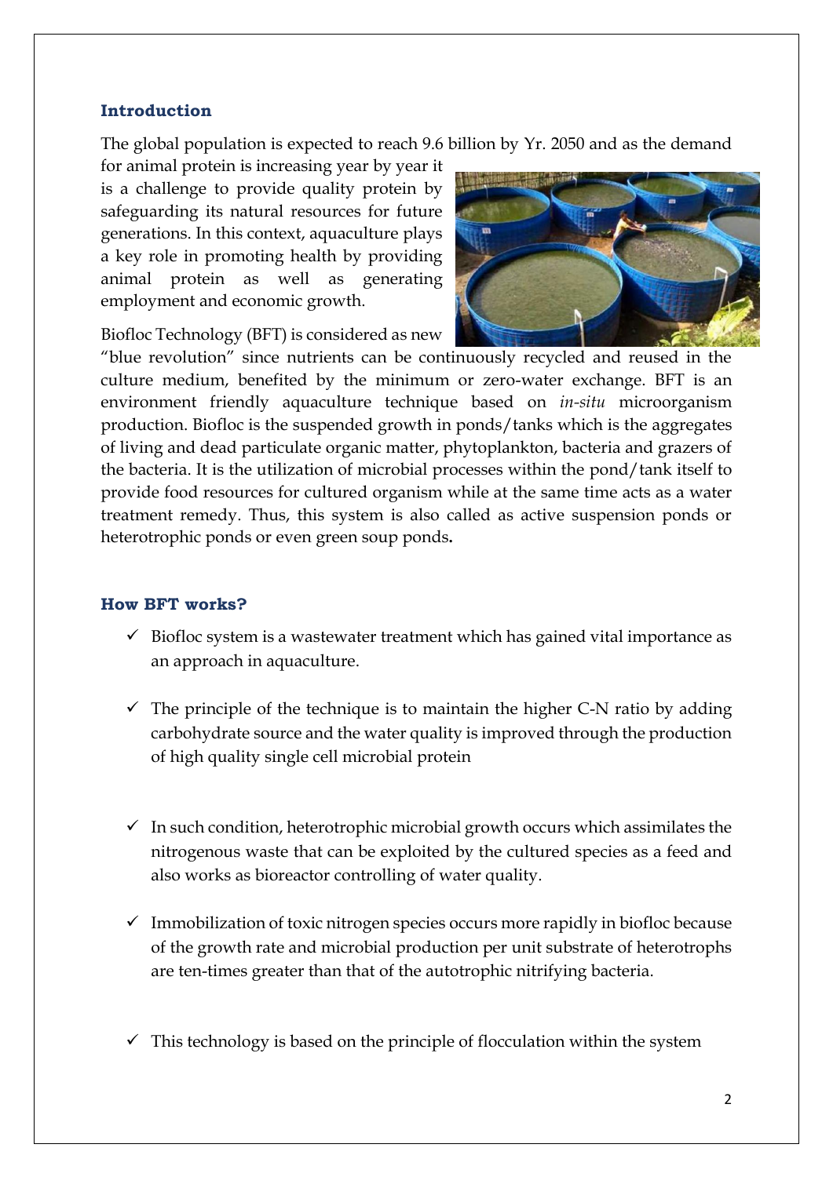## Introduction

The global population is expected to reach 9.6 billion by Yr. 2050 and as the demand for animal protein is increasing year by year it is a challenge to provide quality protein by safeguarding its natural resources for future generations. In this context, aquaculture plays a key role in promoting health by providing animal protein as well as generating employment and economic growth.

Biofloc Technology (BFT) is considered as new "blue revolution" since nutrients can be continuously recycled and reused in the culture medium, benefited by the minimum or zero-water exchange. BFT is an environment friendly aquaculture technique based on *in-situ* microorganism production. Biofloc is the suspended growth in ponds/tanks which is the aggregates of living and dead particulate organic matter, phytoplankton, bacteria and grazers of the bacteria. It is the utilization of microbial processes within the pond/tank itself to provide food resources for cultured organism while at the same time acts as a water treatment remedy. Thus, this system is also called as active suspension ponds or heterotrophic ponds or even green soup ponds**.**

## How BFT works?

- ✓ Biofloc system is a wastewater treatment which has gained vital importance as an approach in aquaculture.
- ✓ The principle of the technique is to maintain the higher C-N ratio by adding carbohydrate source and the water quality is improved through the production of high quality single cell microbial protein
- ✓ In such condition, heterotrophic microbial growth occurs which assimilates the nitrogenous waste that can be exploited by the cultured species as a feed and also works as bioreactor controlling of water quality.
- ✓ Immobilization of toxic nitrogen species occurs more rapidly in biofloc because of the growth rate and microbial production per unit substrate of heterotrophs are ten-times greater than that of the autotrophic nitrifying bacteria.
- ✓ This technology is based on the principle of flocculation within the system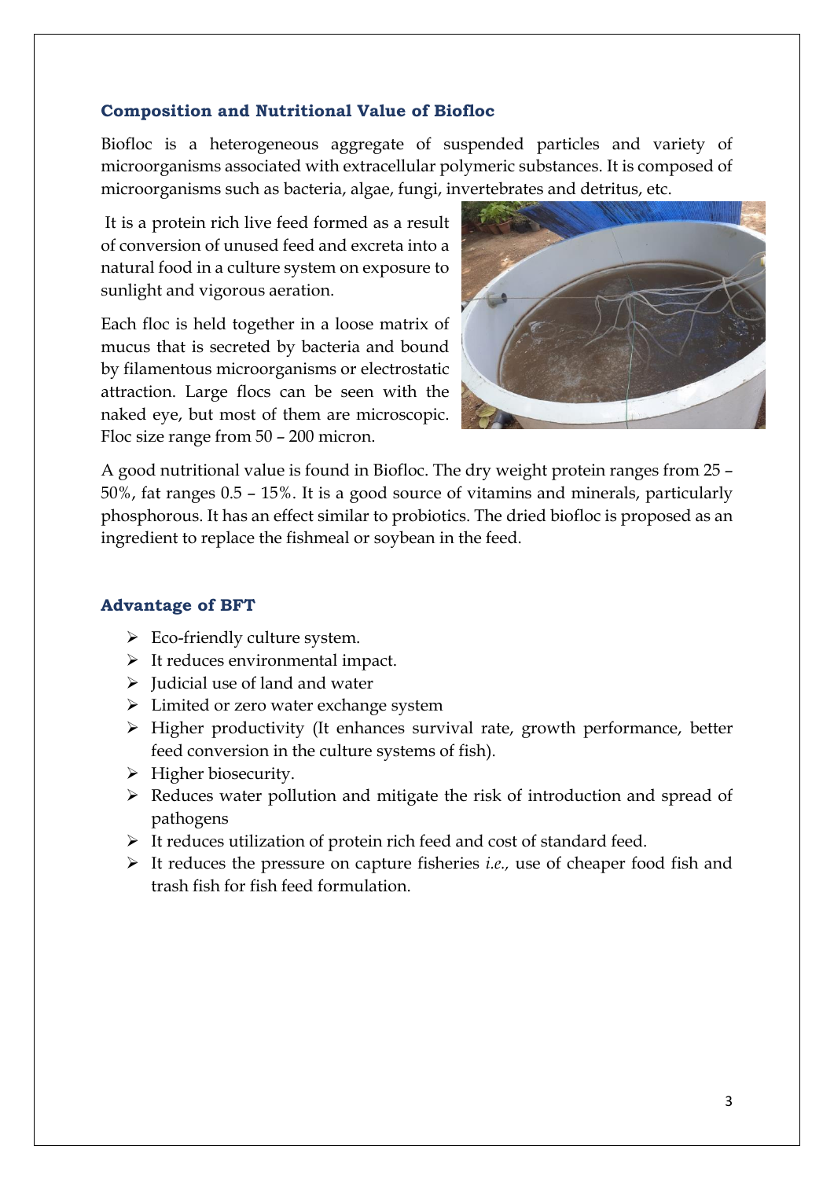## Composition and Nutritional Value of Biofloc

Biofloc is a heterogeneous aggregate of suspended particles and variety of microorganisms associated with extracellular polymeric substances. It is composed of microorganisms such as bacteria, algae, fungi, invertebrates and detritus, etc.

It is a protein rich live feed formed as a result of conversion of unused feed and excreta into a natural food in a culture system on exposure to sunlight and vigorous aeration.

Each floc is held together in a loose matrix of mucus that is secreted by bacteria and bound by filamentous microorganisms or electrostatic attraction. Large flocs can be seen with the naked eye, but most of them are microscopic. Floc size range from 50 – 200 micron.

A good nutritional value is found in Biofloc. The dry weight protein ranges from 25 – 50%, fat ranges 0.5 – 15%. It is a good source of vitamins and minerals, particularly phosphorous. It has an effect similar to probiotics. The dried biofloc is proposed as an ingredient to replace the fishmeal or soybean in the feed.

## Advantage of BFT

- Eco-friendly culture system.
- It reduces environmental impact.
- Judicial use of land and water
- Limited or zero water exchange system
- Higher productivity (It enhances survival rate, growth performance, better feed conversion in the culture systems of fish).
- Higher biosecurity.
- Reduces water pollution and mitigate the risk of introduction and spread of pathogens
- It reduces utilization of protein rich feed and cost of standard feed.
- It reduces the pressure on capture fisheries *i.e.,* use of cheaper food fish and trash fish for fish feed formulation.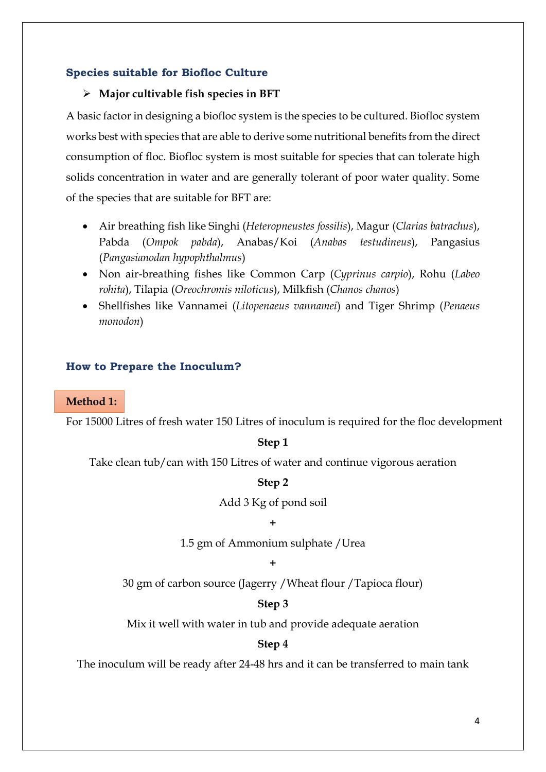### Species suitable for Biofloc Culture

- **Major cultivable fish species in BFT**

A basic factor in designing a biofloc system is the species to be cultured. Biofloc system works best with species that are able to derive some nutritional benefits from the direct consumption of floc. Biofloc system is most suitable for species that can tolerate high solids concentration in water and are generally tolerant of poor water quality. Some of the species that are suitable for BFT are:

- Air breathing fish like Singhi (*Heteropneustes fossilis*), Magur (*Clarias batrachus*), Pabda (*Ompok pabda*), Anabas/Koi (*Anabas testudineus*), Pangasius (*Pangasianodan hypophthalmus*)
- Non air-breathing fishes like Common Carp (*Cyprinus carpio*), Rohu (*Labeo rohita*), Tilapia (*Oreochromis niloticus*), Milkfish (*Chanos chanos*)
- Shellfishes like Vannamei (*Litopenaeus vannamei*) and Tiger Shrimp (*Penaeus monodon*)

### How to Prepare the Inoculum?

**Method 1:**

For 15000 Litres of fresh water 150 Litres of inoculum is required for the floc development

**Step 1**

Take clean tub/can with 150 Litres of water and continue vigorous aeration

**Step 2**

Add 3 Kg of pond soil

+

1.5 gm of Ammonium sulphate /Urea

+

30 gm of carbon source (Jagerry /Wheat flour /Tapioca flour)

**Step 3**

Mix it well with water in tub and provide adequate aeration

**Step 4**

The inoculum will be ready after 24-48 hrs and it can be transferred to main tank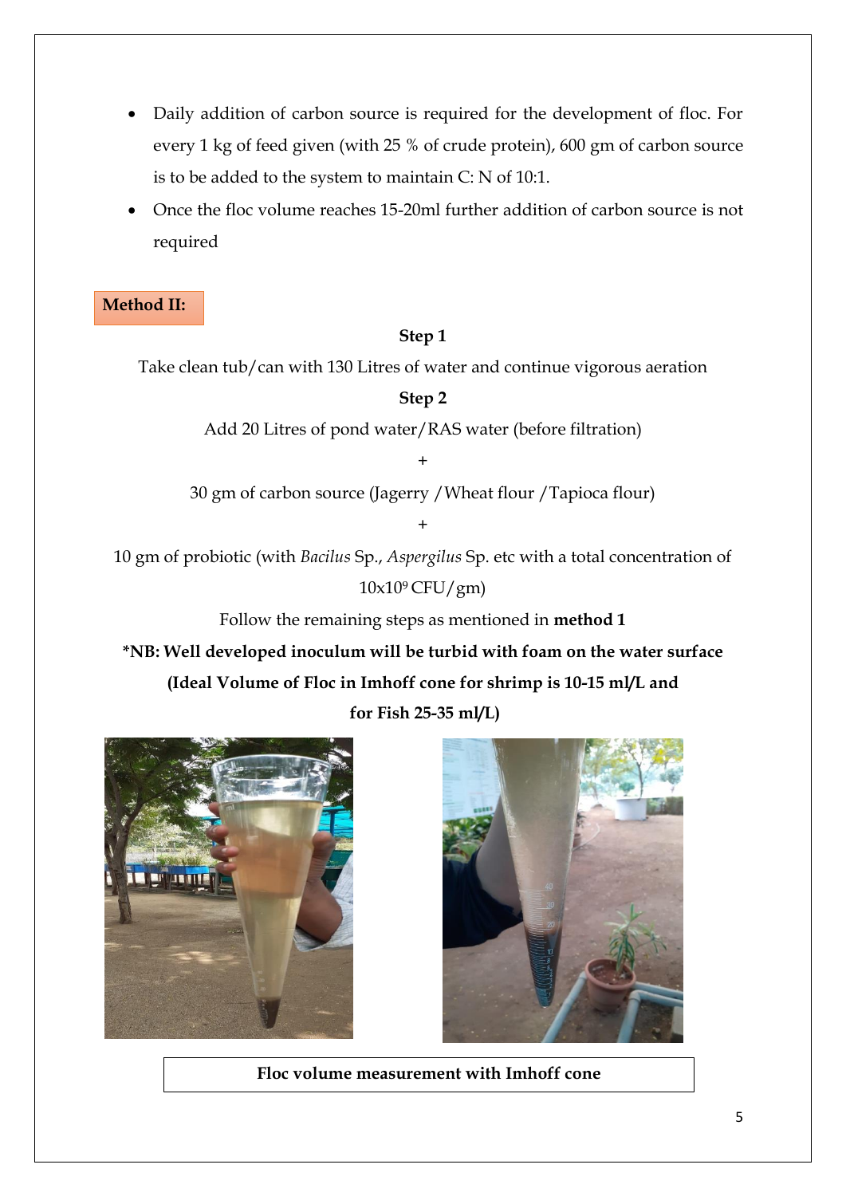- Daily addition of carbon source is required for the development of floc. For every 1 kg of feed given (with 25 % of crude protein), 600 gm of carbon source is to be added to the system to maintain C: N of 10:1.
- Once the floc volume reaches 15-20ml further addition of carbon source is not required

**Method II:**

**Step 1**

Take clean tub/can with 130 Litres of water and continue vigorous aeration

**Step 2**

Add 20 Litres of pond water/RAS water (before filtration)

+

30 gm of carbon source (Jagerry /Wheat flour /Tapioca flour)

+

10 gm of probiotic (with *Bacilus* Sp., *Aspergilus* Sp. etc with a total concentration of $10 \times 10^9$ CFU/gm)

Follow the remaining steps as mentioned in **method 1**

**\*NB: Well developed inoculum will be turbid with foam on the water surface**

**(Ideal Volume of Floc in Imhoff cone for shrimp is 10-15 ml/L and for Fish 25-35 ml/L)**

**Floc volume measurement with Imhoff cone**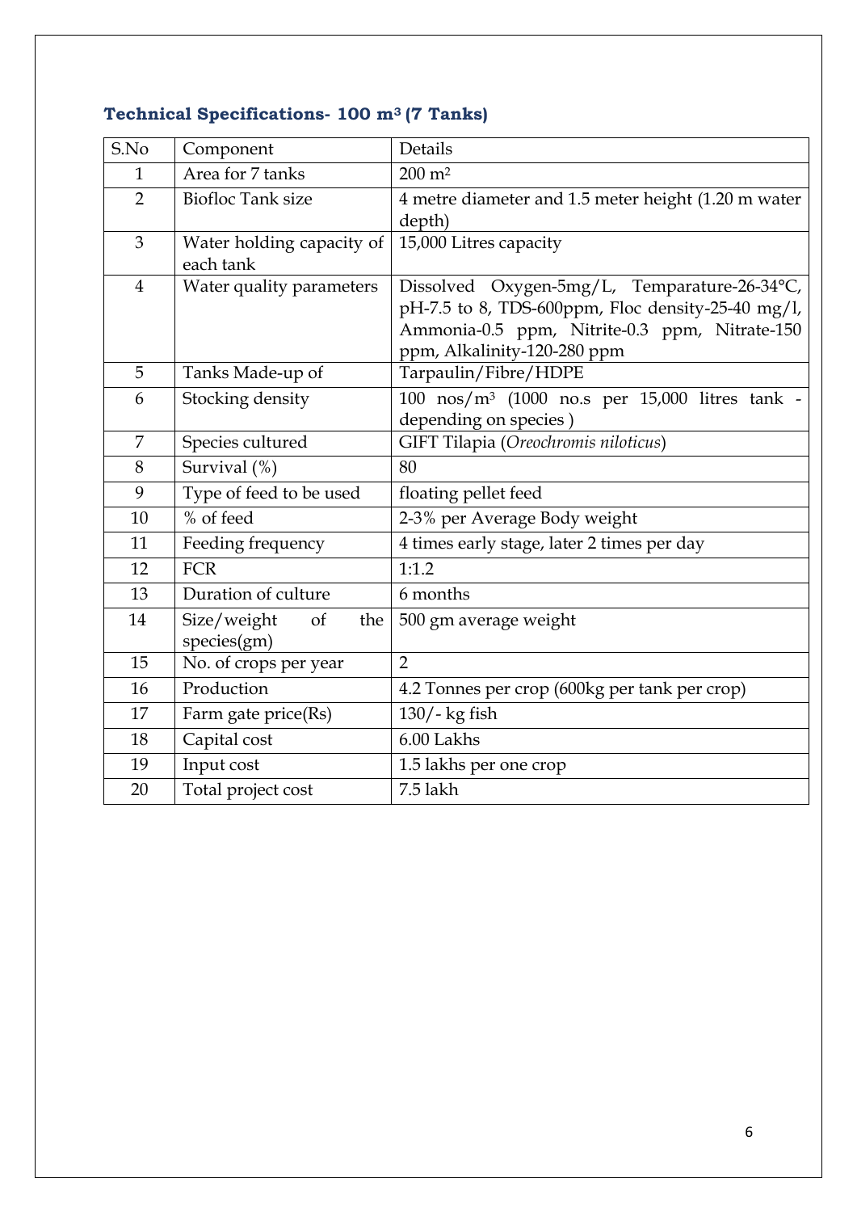### Technical Specifications- 100 $m^3$ (7 Tanks)

| S.No | Component | Details |
|---|---|---|
| 1 | Area for 7 tanks | 200 $m^2$ |
| 2 | Biofloc Tank size | 4 metre diameter and 1.5 meter height (1.20 m water depth) |
| 3 | Water holding capacity of each tank | 15,000 Litres capacity |
| 4 | Water quality parameters | Dissolved Oxygen-5mg/L, Temparature-26-34°C, pH-7.5 to 8, TDS-600ppm, Floc density-25-40 mg/l, Ammonia-0.5 ppm, Nitrite-0.3 ppm, Nitrate-150 ppm, Alkalinity-120-280 ppm |
| 5 | Tanks Made-up of | Tarpaulin/Fibre/HDPE |
| 6 | Stocking density | 100 nos/$m^3$ (1000 no.s per 15,000 litres tank - depending on species ) |
| 7 | Species cultured | GIFT Tilapia (*Oreochromis niloticus*) |
| 8 | Survival (%) | 80 |
| 9 | Type of feed to be used | floating pellet feed |
| 10 | % of feed | 2-3% per Average Body weight |
| 11 | Feeding frequency | 4 times early stage, later 2 times per day |
| 12 | FCR | 1:1.2 |
| 13 | Duration of culture | 6 months |
| 14 | Size/weight of the species(gm) | 500 gm average weight |
| 15 | No. of crops per year | 2 |
| 16 | Production | 4.2 Tonnes per crop (600kg per tank per crop) |
| 17 | Farm gate price(Rs) | 130/- kg fish |
| 18 | Capital cost | 6.00 Lakhs |
| 19 | Input cost | 1.5 lakhs per one crop |
| 20 | Total project cost | 7.5 lakh |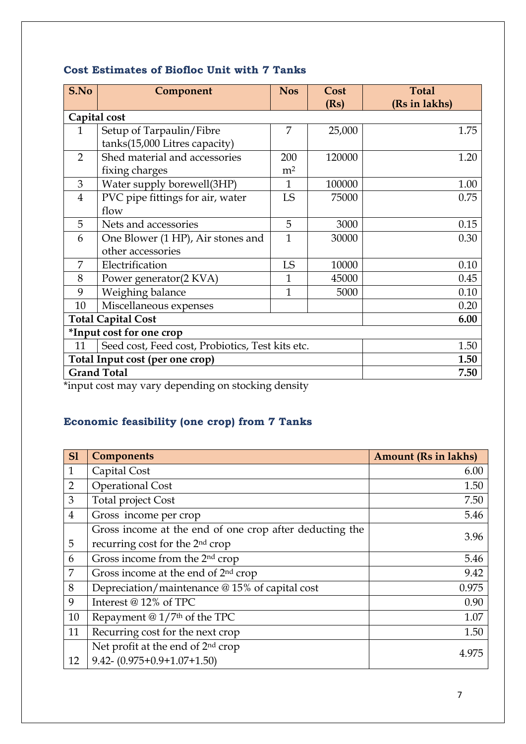### Cost Estimates of Biofloc Unit with 7 Tanks

| S.No | Component | Nos | Cost (Rs) | Total (Rs in lakhs) |
|---|---|---|---|---|
| **Capital cost** | | | | |
| 1 | Setup of Tarpaulin/Fibre tanks(15,000 Litres capacity) | 7 | 25,000 | 1.75 |
| 2 | Shed material and accessories fixing charges | 200 $m^2$ | 120000 | 1.20 |
| 3 | Water supply borewell(3HP) | 1 | 100000 | 1.00 |
| 4 | PVC pipe fittings for air, water flow | LS | 75000 | 0.75 |
| 5 | Nets and accessories | 5 | 3000 | 0.15 |
| 6 | One Blower (1 HP), Air stones and other accessories | 1 | 30000 | 0.30 |
| 7 | Electrification | LS | 10000 | 0.10 |
| 8 | Power generator(2 KVA) | 1 | 45000 | 0.45 |
| 9 | Weighing balance | 1 | 5000 | 0.10 |
| 10 | Miscellaneous expenses | | | 0.20 |
| **Total Capital Cost** | | | | **6.00** |
| ***Input cost for one crop** | | | | |
| 11 | Seed cost, Feed cost, Probiotics, Test kits etc. | | | 1.50 |
| **Total Input cost (per one crop)** | | | | **1.50** |
| **Grand Total** | | | | **7.50** |

*input cost may vary depending on stocking density

### Economic feasibility (one crop) from 7 Tanks

| Sl | Components | Amount (Rs in lakhs) |
|---|---|---|
| 1 | Capital Cost | 6.00 |
| 2 | Operational Cost | 1.50 |
| 3 | Total project Cost | 7.50 |
| 4 | Gross income per crop | 5.46 |
| 5 | Gross income at the end of one crop after deducting the recurring cost for the 2nd crop | 3.96 |
| 6 | Gross income from the 2nd crop | 5.46 |
| 7 | Gross income at the end of 2nd crop | 9.42 |
| 8 | Depreciation/maintenance @ 15% of capital cost | 0.975 |
| 9 | Interest @ 12% of TPC | 0.90 |
| 10 | Repayment @ 1/7th of the TPC | 1.07 |
| 11 | Recurring cost for the next crop | 1.50 |
| 12 | Net profit at the end of 2nd crop 9.42- (0.975+0.9+1.07+1.50) | 4.975 |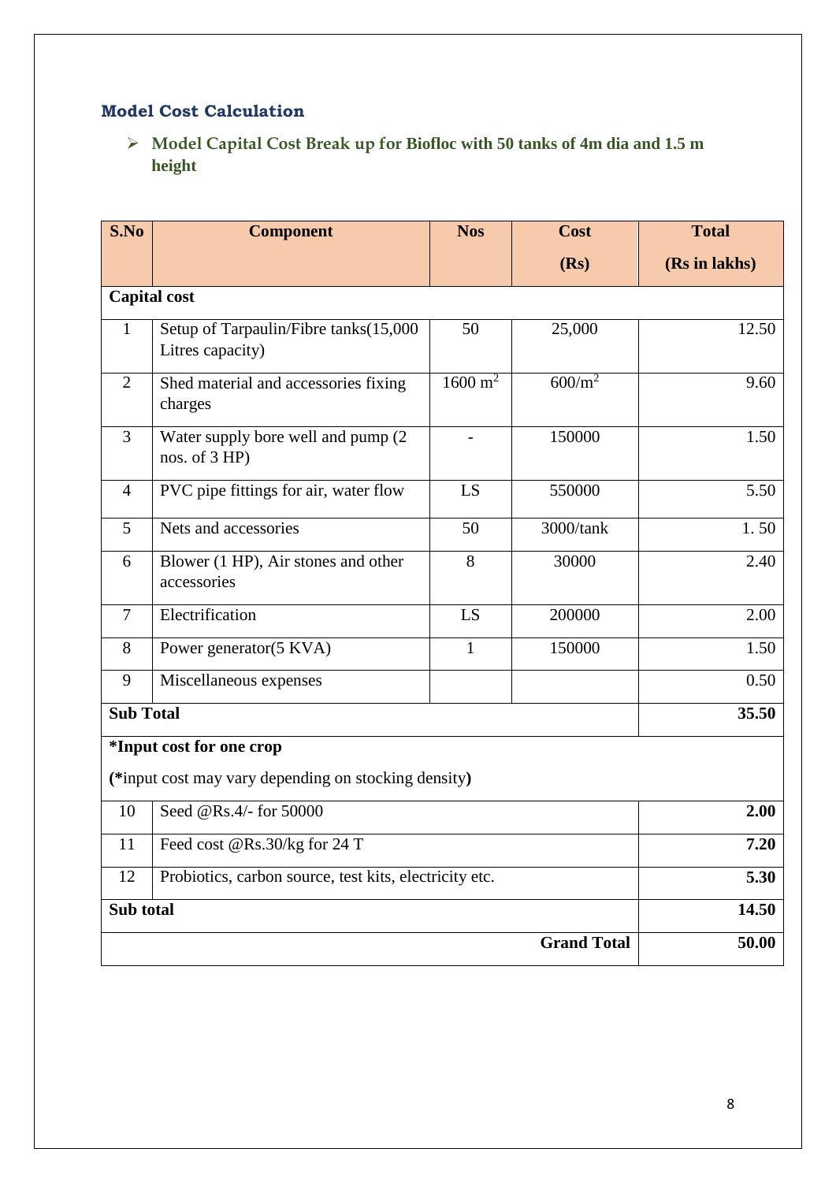## Model Cost Calculation

- **Model Capital Cost Break up for Biofloc with 50 tanks of 4m dia and 1.5 m height**

| S.No | Component | Nos | Cost (Rs) | Total (Rs in lakhs) |
|---|---|---|---|---|
| **Capital cost** | | | | |
| 1 | Setup of Tarpaulin/Fibre tanks(15,000 Litres capacity) | 50 | 25,000 | 12.50 |
| 2 | Shed material and accessories fixing charges | 1600 $m^2$ | 600/$m^2$ | 9.60 |
| 3 | Water supply bore well and pump (2 nos. of 3 HP) | - | 150000 | 1.50 |
| 4 | PVC pipe fittings for air, water flow | LS | 550000 | 5.50 |
| 5 | Nets and accessories | 50 | 3000/tank | 1. 50 |
| 6 | Blower (1 HP), Air stones and other accessories | 8 | 30000 | 2.40 |
| 7 | Electrification | LS | 200000 | 2.00 |
| 8 | Power generator(5 KVA) | 1 | 150000 | 1.50 |
| 9 | Miscellaneous expenses | | | 0.50 |
| **Sub Total** | | | | **35.50** |
| **\*Input cost for one crop** (**\***input cost may vary depending on stocking density**)** | | | | |
| 10 | Seed @Rs.4/- for 50000 | | | **2.00** |
| 11 | Feed cost @Rs.30/kg for 24 T | | | **7.20** |
| 12 | Probiotics, carbon source, test kits, electricity etc. | | | **5.30** |
| **Sub total** | | | | **14.50** |
| | | | **Grand Total** | **50.00** |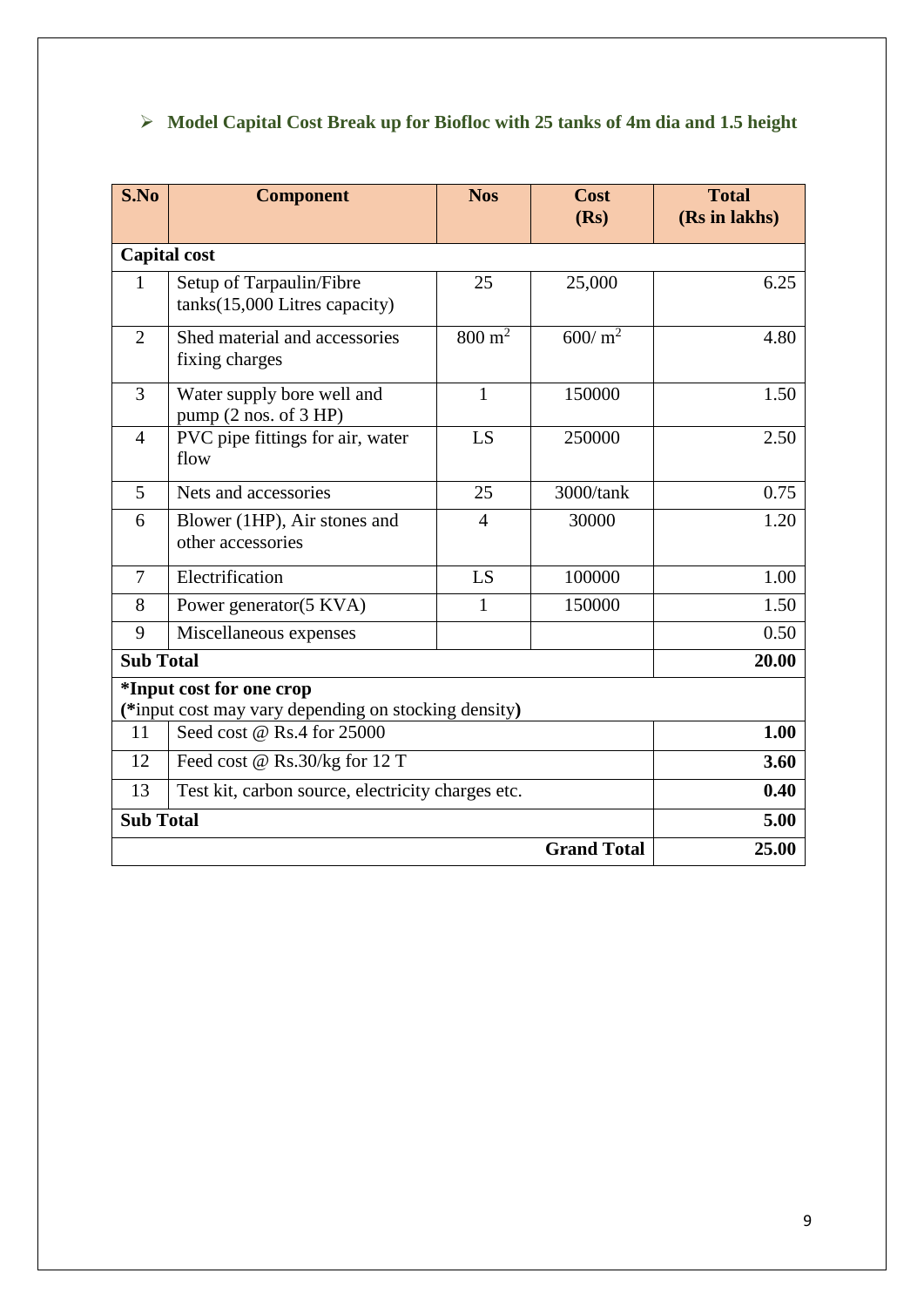- **Model Capital Cost Break up for Biofloc with 25 tanks of 4m dia and 1.5 height**

| S.No | Component | Nos | Cost (Rs) | Total (Rs in lakhs) |
|---|---|---|---|---|
| **Capital cost** | | | | |
| 1 | Setup of Tarpaulin/Fibre tanks(15,000 Litres capacity) | 25 | 25,000 | 6.25 |
| 2 | Shed material and accessories fixing charges | 800 $m^2$ | 600/ $m^2$ | 4.80 |
| 3 | Water supply bore well and pump (2 nos. of 3 HP) | 1 | 150000 | 1.50 |
| 4 | PVC pipe fittings for air, water flow | LS | 250000 | 2.50 |
| 5 | Nets and accessories | 25 | 3000/tank | 0.75 |
| 6 | Blower (1HP), Air stones and other accessories | 4 | 30000 | 1.20 |
| 7 | Electrification | LS | 100000 | 1.00 |
| 8 | Power generator(5 KVA) | 1 | 150000 | 1.50 |
| 9 | Miscellaneous expenses | | | 0.50 |
| **Sub Total** | | | | **20.00** |
| ***Input cost for one crop** (*input cost may vary depending on stocking density) | | | | |
| 11 | Seed cost @ Rs.4 for 25000 | | | **1.00** |
| 12 | Feed cost @ Rs.30/kg for 12 T | | | **3.60** |
| 13 | Test kit, carbon source, electricity charges etc. | | | **0.40** |
| **Sub Total** | | | | **5.00** |
| | | | **Grand Total** | **25.00** |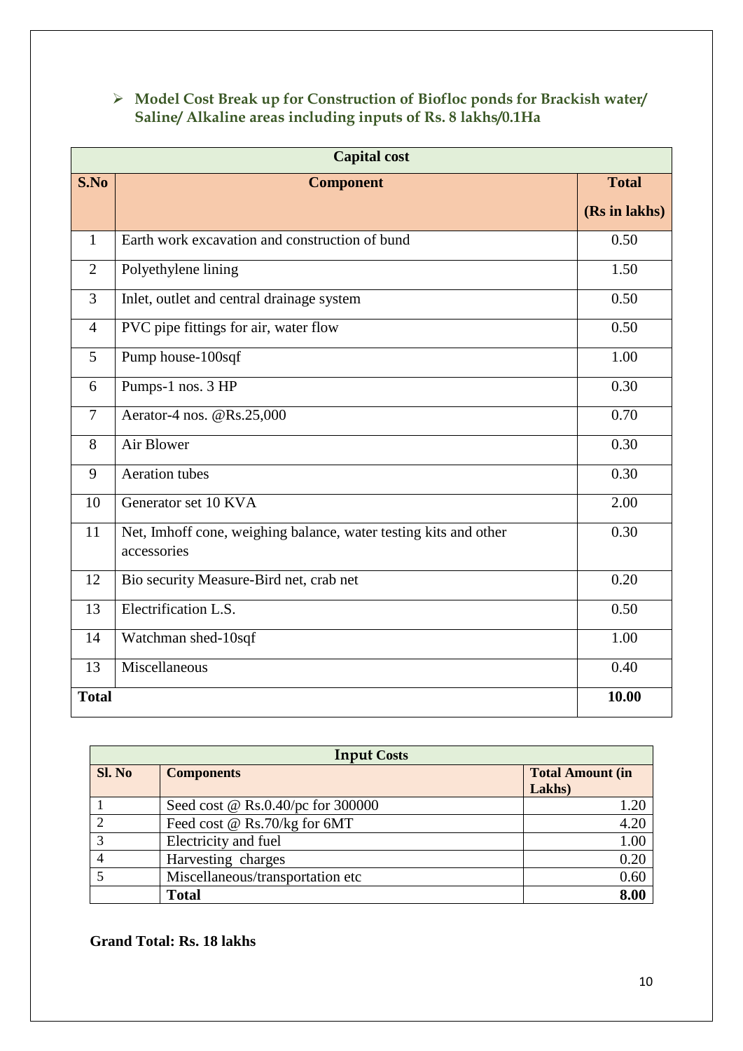- **Model Cost Break up for Construction of Biofloc ponds for Brackish water/ Saline/ Alkaline areas including inputs of Rs. 8 lakhs/0.1Ha**

| Capital cost | | |
|---|---|---|
| **S.No** | **Component** | **Total (Rs in lakhs)** |
| 1 | Earth work excavation and construction of bund | 0.50 |
| 2 | Polyethylene lining | 1.50 |
| 3 | Inlet, outlet and central drainage system | 0.50 |
| 4 | PVC pipe fittings for air, water flow | 0.50 |
| 5 | Pump house-100sqf | 1.00 |
| 6 | Pumps-1 nos. 3 HP | 0.30 |
| 7 | Aerator-4 nos. @Rs.25,000 | 0.70 |
| 8 | Air Blower | 0.30 |
| 9 | Aeration tubes | 0.30 |
| 10 | Generator set 10 KVA | 2.00 |
| 11 | Net, Imhoff cone, weighing balance, water testing kits and other accessories | 0.30 |
| 12 | Bio security Measure-Bird net, crab net | 0.20 |
| 13 | Electrification L.S. | 0.50 |
| 14 | Watchman shed-10sqf | 1.00 |
| 13 | Miscellaneous | 0.40 |
| **Total** | | **10.00** |

| Input Costs | | |
|---|---|---|
| **Sl. No** | **Components** | **Total Amount (in Lakhs)** |
| 1 | Seed cost @ Rs.0.40/pc for 300000 | 1.20 |
| 2 | Feed cost @ Rs.70/kg for 6MT | 4.20 |
| 3 | Electricity and fuel | 1.00 |
| 4 | Harvesting charges | 0.20 |
| 5 | Miscellaneous/transportation etc | 0.60 |
| | **Total** | **8.00** |

**Grand Total: Rs. 18 lakhs**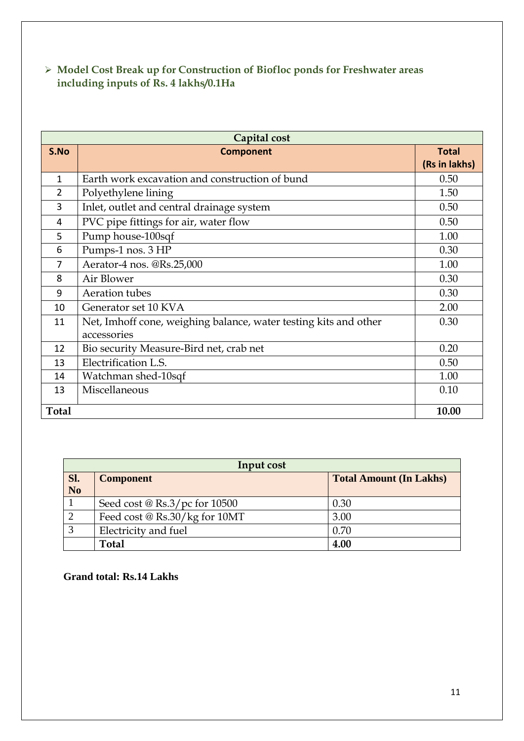- **Model Cost Break up for Construction of Biofloc ponds for Freshwater areas including inputs of Rs. 4 lakhs/0.1Ha**

| Capital cost | | |
|---|---|---|
| **S.No** | **Component** | **Total (Rs in lakhs)** |
| 1 | Earth work excavation and construction of bund | 0.50 |
| 2 | Polyethylene lining | 1.50 |
| 3 | Inlet, outlet and central drainage system | 0.50 |
| 4 | PVC pipe fittings for air, water flow | 0.50 |
| 5 | Pump house-100sqf | 1.00 |
| 6 | Pumps-1 nos. 3 HP | 0.30 |
| 7 | Aerator-4 nos. @Rs.25,000 | 1.00 |
| 8 | Air Blower | 0.30 |
| 9 | Aeration tubes | 0.30 |
| 10 | Generator set 10 KVA | 2.00 |
| 11 | Net, Imhoff cone, weighing balance, water testing kits and other accessories | 0.30 |
| 12 | Bio security Measure-Bird net, crab net | 0.20 |
| 13 | Electrification L.S. | 0.50 |
| 14 | Watchman shed-10sqf | 1.00 |
| 13 | Miscellaneous | 0.10 |
| **Total** | | **10.00** |

| Input cost | | |
|---|---|---|
| **Sl. No** | **Component** | **Total Amount (In Lakhs)** |
| 1 | Seed cost @ Rs.3/pc for 10500 | 0.30 |
| 2 | Feed cost @ Rs.30/kg for 10MT | 3.00 |
| 3 | Electricity and fuel | 0.70 |
| | **Total** | **4.00** |

**Grand total: Rs.14 Lakhs**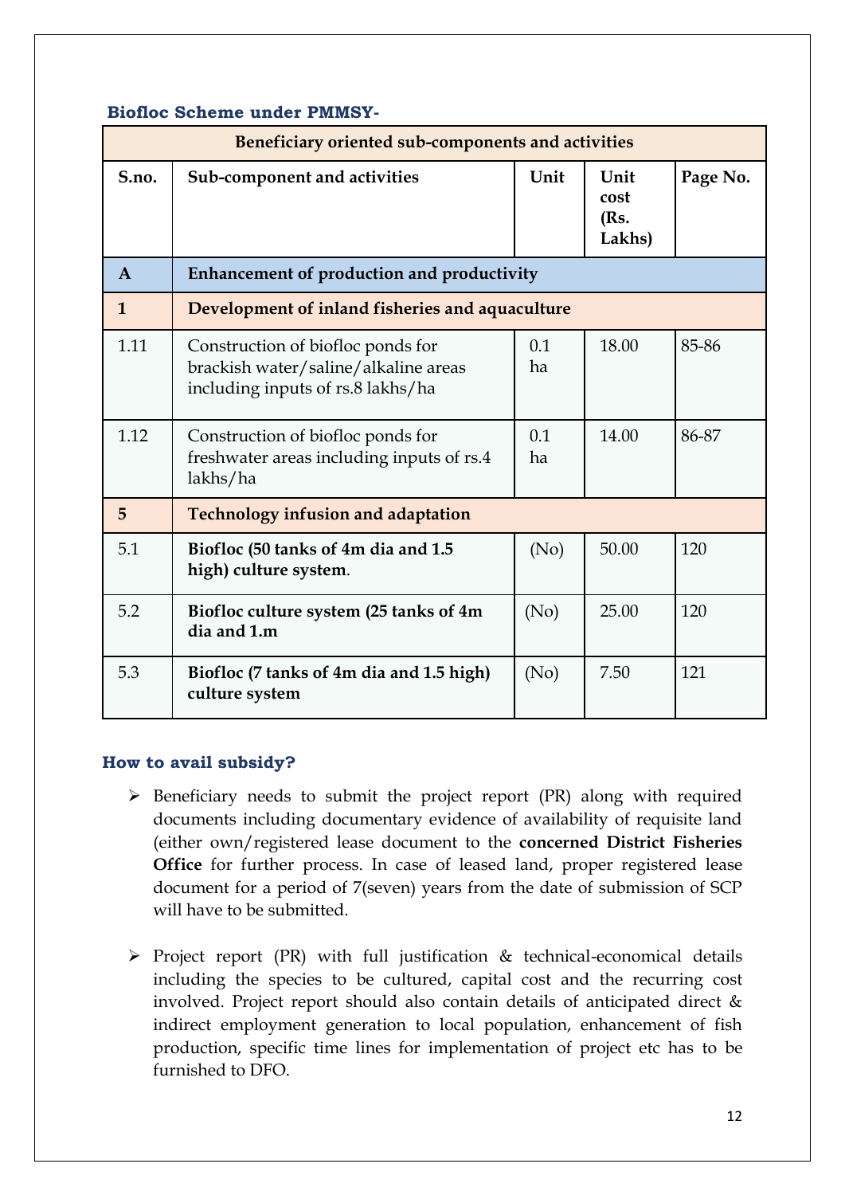### Biofloc Scheme under PMMSY-

| Beneficiary oriented sub-components and activities | | | | |
|---|---|---|---|---|
| **S.no.** | **Sub-component and activities** | **Unit** | **Unit cost (Rs. Lakhs)** | **Page No.** |
| **A** | **Enhancement of production and productivity** | | | |
| **1** | **Development of inland fisheries and aquaculture** | | | |
| 1.11 | Construction of biofloc ponds for brackish water/saline/alkaline areas including inputs of rs.8 lakhs/ha | 0.1 ha | 18.00 | 85-86 |
| 1.12 | Construction of biofloc ponds for freshwater areas including inputs of rs.4 lakhs/ha | 0.1 ha | 14.00 | 86-87 |
| **5** | **Technology infusion and adaptation** | | | |
| 5.1 | **Biofloc (50 tanks of 4m dia and 1.5 high) culture system**. | (No) | 50.00 | 120 |
| 5.2 | **Biofloc culture system (25 tanks of 4m dia and 1.m** | (No) | 25.00 | 120 |
| 5.3 | **Biofloc (7 tanks of 4m dia and 1.5 high) culture system** | (No) | 7.50 | 121 |

### How to avail subsidy?

- Beneficiary needs to submit the project report (PR) along with required documents including documentary evidence of availability of requisite land (either own/registered lease document to the **concerned District Fisheries Office** for further process. In case of leased land, proper registered lease document for a period of 7(seven) years from the date of submission of SCP will have to be submitted.

- Project report (PR) with full justification & technical-economical details including the species to be cultured, capital cost and the recurring cost involved. Project report should also contain details of anticipated direct & indirect employment generation to local population, enhancement of fish production, specific time lines for implementation of project etc has to be furnished to DFO.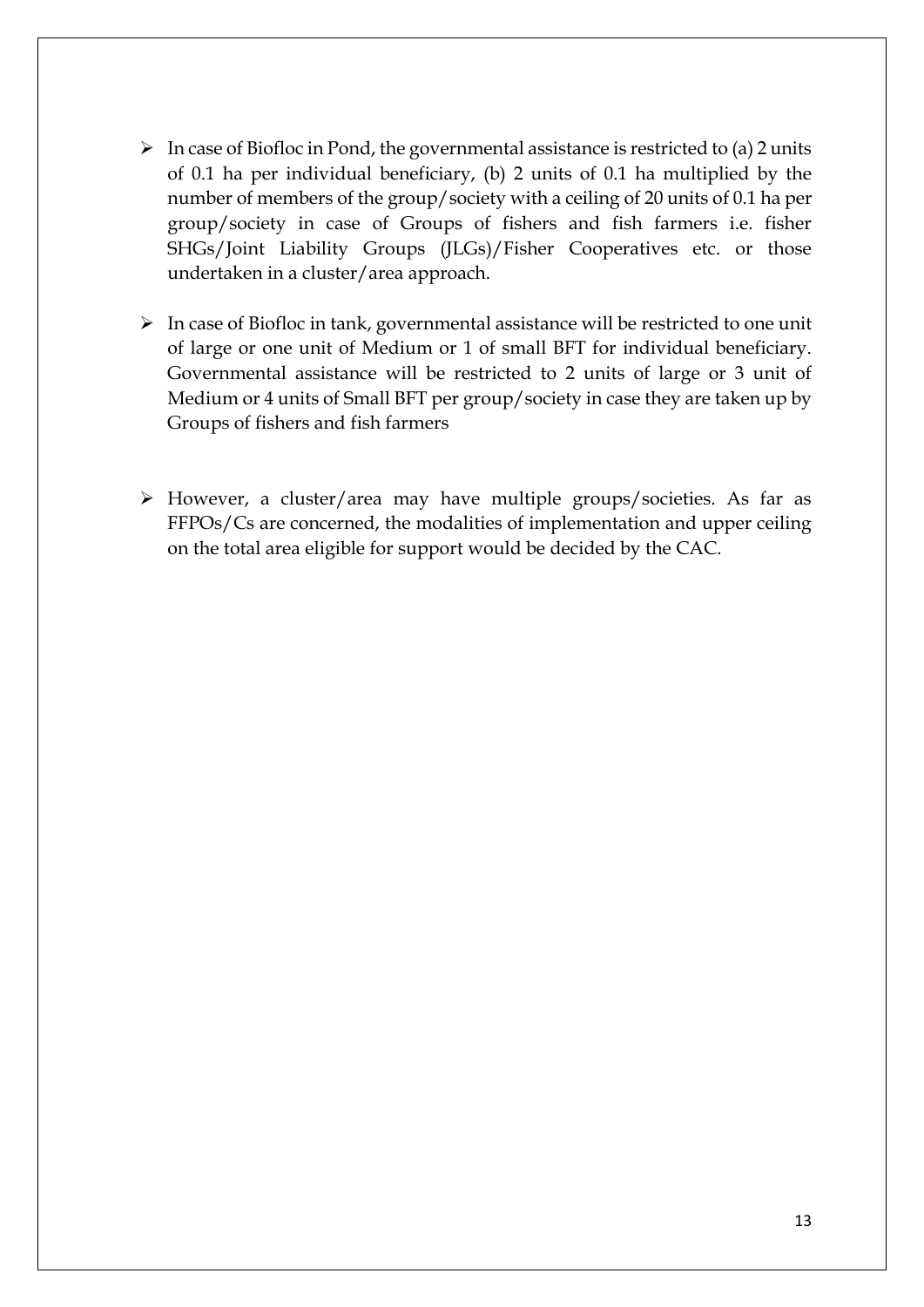- In case of Biofloc in Pond, the governmental assistance is restricted to (a) 2 units of 0.1 ha per individual beneficiary, (b) 2 units of 0.1 ha multiplied by the number of members of the group/society with a ceiling of 20 units of 0.1 ha per group/society in case of Groups of fishers and fish farmers i.e. fisher SHGs/Joint Liability Groups (JLGs)/Fisher Cooperatives etc. or those undertaken in a cluster/area approach.

- In case of Biofloc in tank, governmental assistance will be restricted to one unit of large or one unit of Medium or 1 of small BFT for individual beneficiary. Governmental assistance will be restricted to 2 units of large or 3 unit of Medium or 4 units of Small BFT per group/society in case they are taken up by Groups of fishers and fish farmers

- However, a cluster/area may have multiple groups/societies. As far as FFPOs/Cs are concerned, the modalities of implementation and upper ceiling on the total area eligible for support would be decided by the CAC.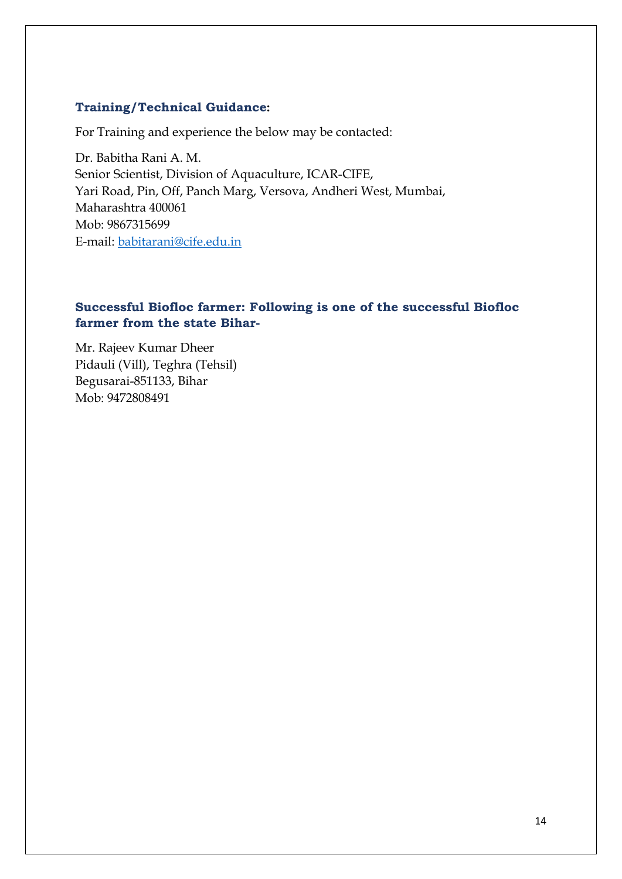### Training/Technical Guidance:

For Training and experience the below may be contacted:

Dr. Babitha Rani A. M.
Senior Scientist, Division of Aquaculture, ICAR-CIFE,
Yari Road, Pin, Off, Panch Marg, Versova, Andheri West, Mumbai,
Maharashtra 400061
Mob: 9867315699
E-mail: babitarani@cife.edu.in

### Successful Biofloc farmer: Following is one of the successful Biofloc farmer from the state Bihar-

Mr. Rajeev Kumar Dheer
Pidauli (Vill), Teghra (Tehsil)
Begusarai-851133, Bihar
Mob: 9472808491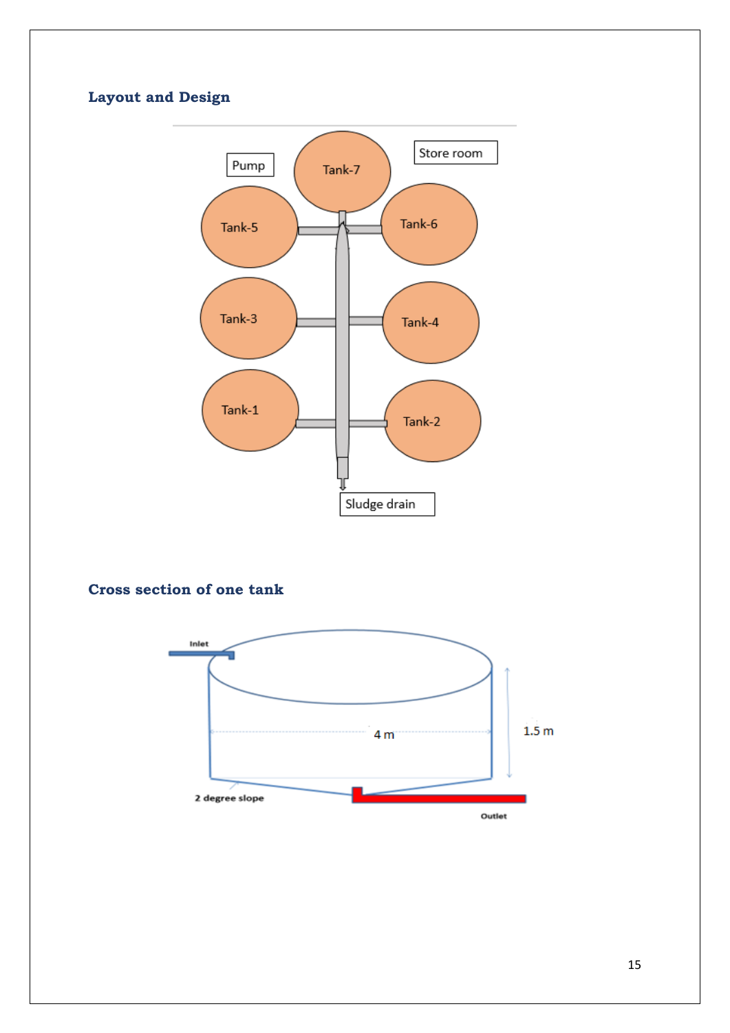## Layout and Design

Pump

Tank-7

Store room

Tank-5

Tank-6

Tank-3

Tank-4

Tank-1

Tank-2

Sludge drain

## Cross section of one tank

Inlet

4 m

1.5 m

2 degree slope

Outlet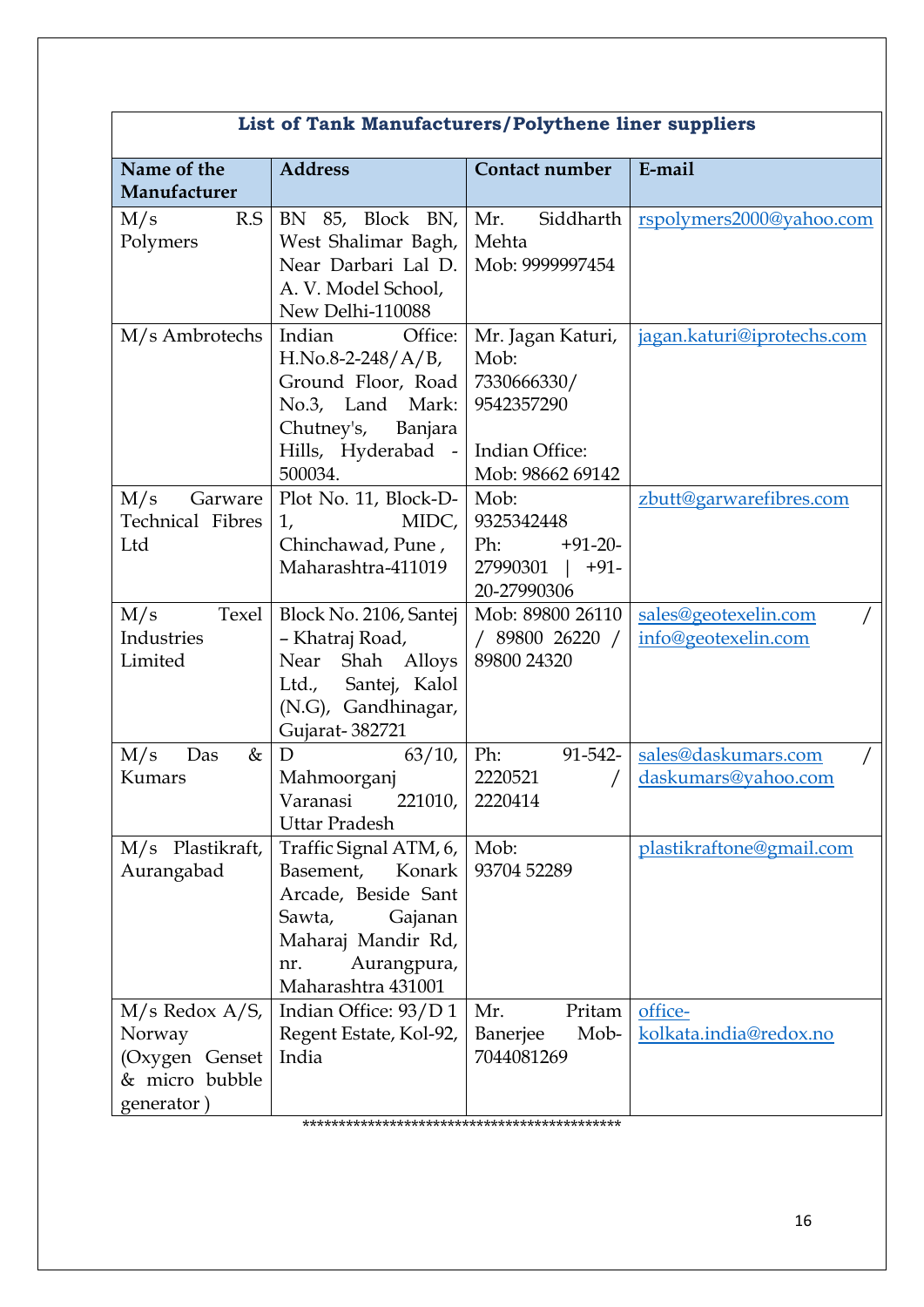**List of Tank Manufacturers/Polythene liner suppliers**

| Name of the Manufacturer | Address | Contact number | E-mail |
|---|---|---|---|
| M/s R.S Polymers | BN 85, Block BN, West Shalimar Bagh, Near Darbari Lal D. A. V. Model School, New Delhi-110088 | Mr. Siddharth Mehta Mob: 9999997454 | rspolymers2000@yahoo.com |
| M/s Ambrotechs | Indian Office: H.No.8-2-248/A/B, Ground Floor, Road No.3, Land Mark: Chutney's, Banjara Hills, Hyderabad - 500034. | Mr. Jagan Katuri, Mob: 7330666330/ 9542357290<br><br>Indian Office: Mob: 98662 69142 | jagan.katuri@iprotechs.com |
| M/s Garware Technical Fibres Ltd | Plot No. 11, Block-D-1, MIDC, Chinchawad, Pune , Maharashtra-411019 | Mob: 9325342448<br>Ph: +91-20-27990301 \| +91-20-27990306 | zbutt@garwarefibres.com |
| M/s Texel Industries Limited | Block No. 2106, Santej – Khatraj Road, Near Shah Alloys Ltd., Santej, Kalol (N.G), Gandhinagar, Gujarat- 382721 | Mob: 89800 26110 / 89800 26220 / 89800 24320 | sales@geotexelin.com / info@geotexelin.com |
| M/s Das & Kumars | D 63/10, Mahmoorganj Varanasi 221010, Uttar Pradesh | Ph: 91-542-2220521 / 2220414 | sales@daskumars.com / daskumars@yahoo.com |
| M/s Plastikraft, Aurangabad | Traffic Signal ATM, 6, Basement, Konark Arcade, Beside Sant Sawta, Gajanan Maharaj Mandir Rd, nr. Aurangpura, Maharashtra 431001 | Mob: 93704 52289 | plastikraftone@gmail.com |
| M/s Redox A/S, Norway (Oxygen Genset & micro bubble generator ) | Indian Office: 93/D 1 Regent Estate, Kol-92, India | Mr. Pritam Banerjee Mob-7044081269 | office-kolkata.india@redox.no |

*********************************************